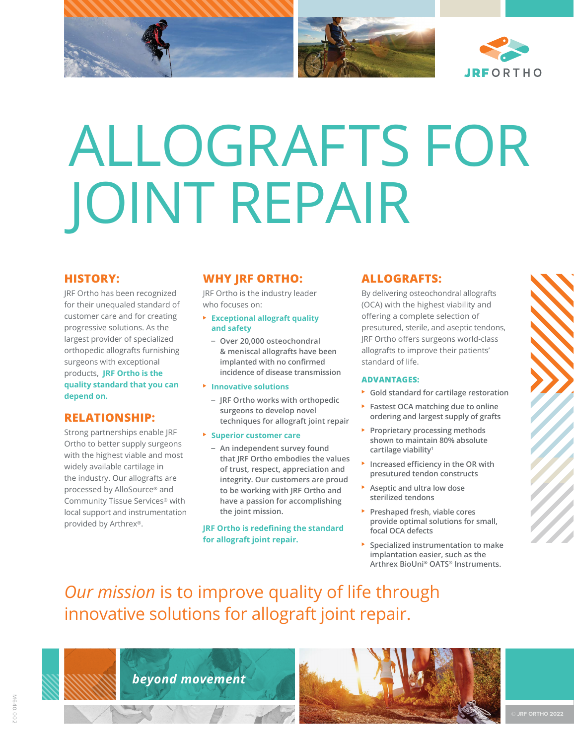JRF ORTHO

# ALLOGRAFTS FOR JOINT REPAIR

## HISTORY:

JRF Ortho has been recognized for their unequaled standard of customer care and for creating progressive solutions. As the largest provider of specialized orthopedic allografts furnishing surgeons with exceptional products, **JRF Ortho is the quality standard that you can depend on.**

## RELATIONSHIP:

Strong partnerships enable JRF Ortho to better supply surgeons with the highest viable and most widely available cartilage in the industry. Our allografts are processed by AlloSource® and Community Tissue Services® with local support and instrumentation provided by Arthrex®.

## WHY JRF ORTHO:

JRF Ortho is the industry leader who focuses on:

- **Exceptional allograft quality and safety**
  - Over 20,000 osteochondral & meniscal allografts have been implanted with no confirmed incidence of disease transmission
- **Innovative solutions**
  - JRF Ortho works with orthopedic surgeons to develop novel techniques for allograft joint repair
- **Superior customer care**
  - An independent survey found that JRF Ortho embodies the values of trust, respect, appreciation and integrity. Our customers are proud to be working with JRF Ortho and have a passion for accomplishing the joint mission.

**JRF Ortho is redefining the standard for allograft joint repair.**

## ALLOGRAFTS:

By delivering osteochondral allografts (OCA) with the highest viability and offering a complete selection of presutured, sterile, and aseptic tendons, JRF Ortho offers surgeons world-class allografts to improve their patients' standard of life.

### ADVANTAGES:

- Gold standard for cartilage restoration
- Fastest OCA matching due to online ordering and largest supply of grafts
- Proprietary processing methods shown to maintain 80% absolute cartilage viability[1]
- Increased efficiency in the OR with presutured tendon constructs
- Aseptic and ultra low dose sterilized tendons
- Preshaped fresh, viable cores provide optimal solutions for small, focal OCA defects
- Specialized instrumentation to make implantation easier, such as the Arthrex BioUni® OATS® Instruments.

*Our mission* is to improve quality of life through innovative solutions for allograft joint repair.

*beyond movement*

© JRF ORTHO 2022

M640.002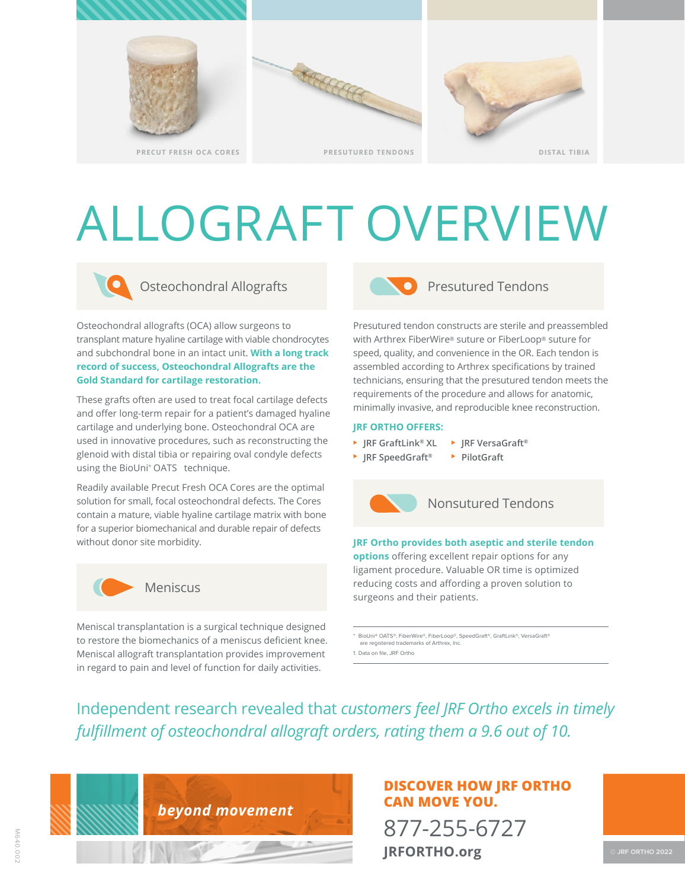PRECUT FRESH OCA CORES

PRESUTURED TENDONS

DISTAL TIBIA

# ALLOGRAFT OVERVIEW

## Osteochondral Allografts

Osteochondral allografts (OCA) allow surgeons to transplant mature hyaline cartilage with viable chondrocytes and subchondral bone in an intact unit. **With a long track record of success, Osteochondral Allografts are the Gold Standard for cartilage restoration.**

These grafts often are used to treat focal cartilage defects and offer long-term repair for a patient's damaged hyaline cartilage and underlying bone. Osteochondral OCA are used in innovative procedures, such as reconstructing the glenoid with distal tibia or repairing oval condyle defects using the BioUni* OATS technique.

Readily available Precut Fresh OCA Cores are the optimal solution for small, focal osteochondral defects. The Cores contain a mature, viable hyaline cartilage matrix with bone for a superior biomechanical and durable repair of defects without donor site morbidity.

## Meniscus

Meniscal transplantation is a surgical technique designed to restore the biomechanics of a meniscus deficient knee. Meniscal allograft transplantation provides improvement in regard to pain and level of function for daily activities.

## Presutured Tendons

Presutured tendon constructs are sterile and preassembled with Arthrex FiberWire® suture or FiberLoop® suture for speed, quality, and convenience in the OR. Each tendon is assembled according to Arthrex specifications by trained technicians, ensuring that the presutured tendon meets the requirements of the procedure and allows for anatomic, minimally invasive, and reproducible knee reconstruction.

**JRF ORTHO OFFERS:**

- JRF GraftLink® XL
- JRF SpeedGraft®
- JRF VersaGraft®
- PilotGraft

## Nonsutured Tendons

**JRF Ortho provides both aseptic and sterile tendon options** offering excellent repair options for any ligament procedure. Valuable OR time is optimized reducing costs and affording a proven solution to surgeons and their patients.

* BioUni® OATS®, FiberWire®, FiberLoop®, SpeedGraft®, GraftLink®, VersaGraft® are registered trademarks of Arthrex, Inc.

1. Data on file, JRF Ortho

Independent research revealed that *customers feel JRF Ortho excels in timely fulfillment of osteochondral allograft orders, rating them a 9.6 out of 10.*

*beyond movement*

**DISCOVER HOW JRF ORTHO CAN MOVE YOU.**

877-255-6727

**JRFORTHO.org**

© JRF ORTHO 2022

M640.002